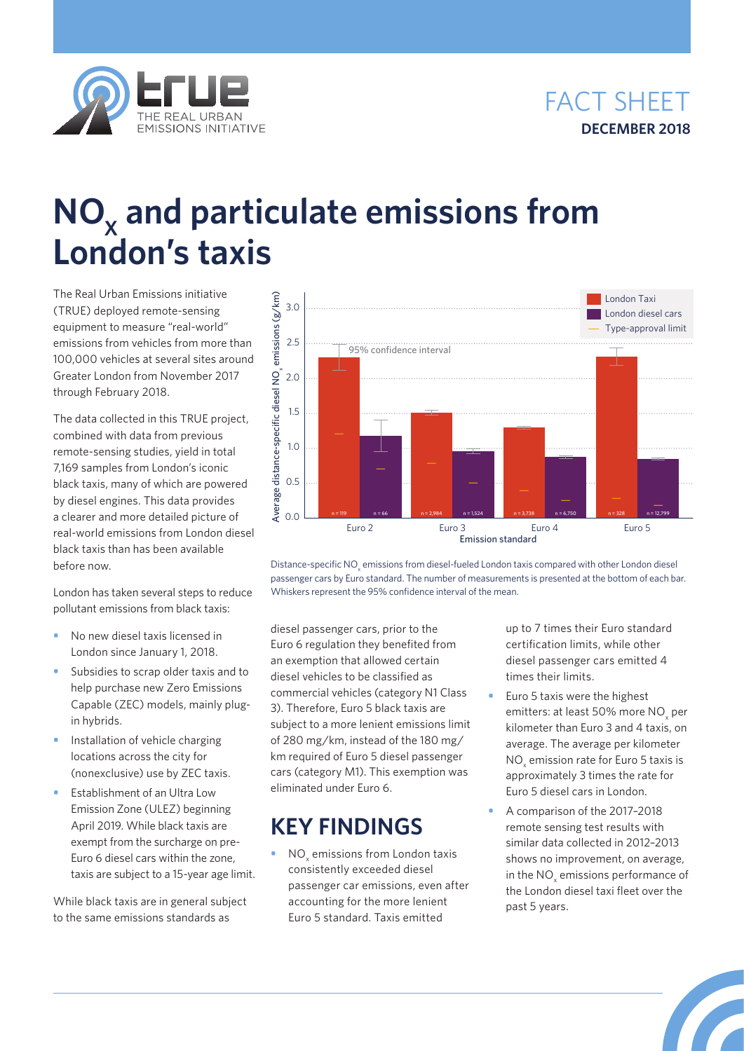FACT SHEET
**DECEMBER 2018**

# $NO_x$ and particulate emissions from London's taxis

The Real Urban Emissions initiative (TRUE) deployed remote-sensing equipment to measure "real-world" emissions from vehicles from more than 100,000 vehicles at several sites around Greater London from November 2017 through February 2018.

The data collected in this TRUE project, combined with data from previous remote-sensing studies, yield in total 7,169 samples from London's iconic black taxis, many of which are powered by diesel engines. This data provides a clearer and more detailed picture of real-world emissions from London diesel black taxis than has been available before now.

London has taken several steps to reduce pollutant emissions from black taxis:

- No new diesel taxis licensed in London since January 1, 2018.
- Subsidies to scrap older taxis and to help purchase new Zero Emissions Capable (ZEC) models, mainly plug-in hybrids.
- Installation of vehicle charging locations across the city for (nonexclusive) use by ZEC taxis.
- Establishment of an Ultra Low Emission Zone (ULEZ) beginning April 2019. While black taxis are exempt from the surcharge on pre-Euro 6 diesel cars within the zone, taxis are subject to a 15-year age limit.

While black taxis are in general subject to the same emissions standards as diesel passenger cars, prior to the Euro 6 regulation they benefited from an exemption that allowed certain diesel vehicles to be classified as commercial vehicles (category N1 Class 3). Therefore, Euro 5 black taxis are subject to a more lenient emissions limit of 280 mg/km, instead of the 180 mg/km required of Euro 5 diesel passenger cars (category M1). This exemption was eliminated under Euro 6.

Distance-specific $NO_x$ emissions from diesel-fueled London taxis compared with other London diesel passenger cars by Euro standard. The number of measurements is presented at the bottom of each bar. Whiskers represent the 95% confidence interval of the mean.

## KEY FINDINGS

- $NO_x$ emissions from London taxis consistently exceeded diesel passenger car emissions, even after accounting for the more lenient Euro 5 standard. Taxis emitted up to 7 times their Euro standard certification limits, while other diesel passenger cars emitted 4 times their limits.
- Euro 5 taxis were the highest emitters: at least 50% more $NO_x$ per kilometer than Euro 3 and 4 taxis, on average. The average per kilometer $NO_x$ emission rate for Euro 5 taxis is approximately 3 times the rate for Euro 5 diesel cars in London.
- A comparison of the 2017–2018 remote sensing test results with similar data collected in 2012–2013 shows no improvement, on average, in the $NO_x$ emissions performance of the London diesel taxi fleet over the past 5 years.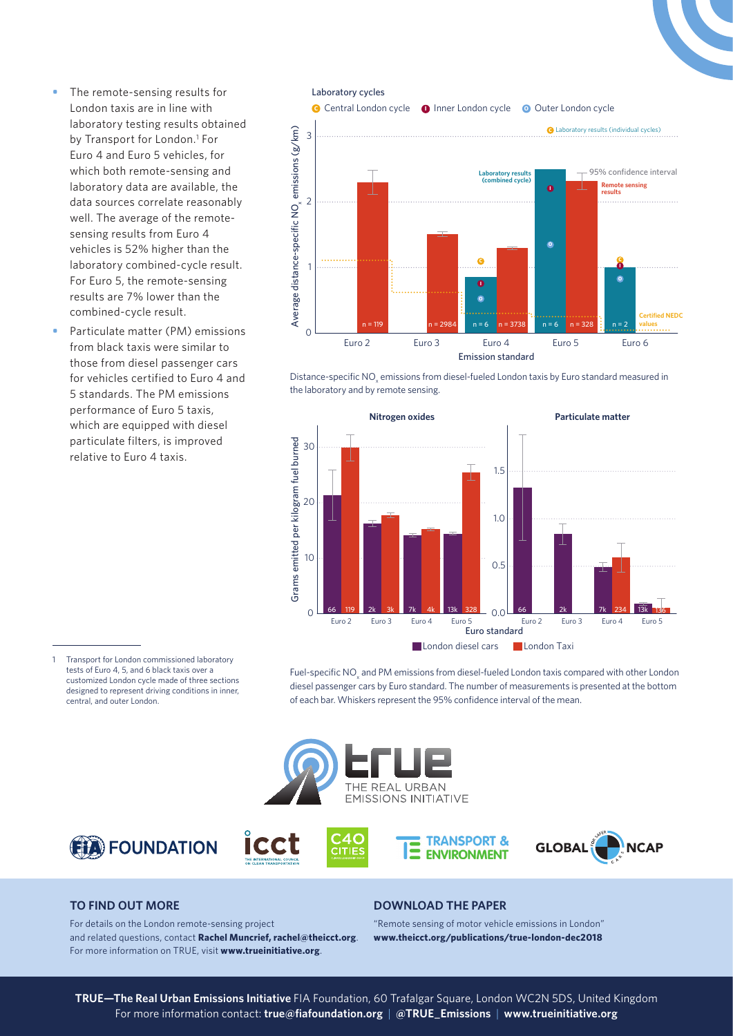- The remote-sensing results for London taxis are in line with laboratory testing results obtained by Transport for London.[1] For Euro 4 and Euro 5 vehicles, for which both remote-sensing and laboratory data are available, the data sources correlate reasonably well. The average of the remote-sensing results from Euro 4 vehicles is 52% higher than the laboratory combined-cycle result. For Euro 5, the remote-sensing results are 7% lower than the combined-cycle result.
- Particulate matter (PM) emissions from black taxis were similar to those from diesel passenger cars for vehicles certified to Euro 4 and 5 standards. The PM emissions performance of Euro 5 taxis, which are equipped with diesel particulate filters, is improved relative to Euro 4 taxis.

Laboratory cycles

C Central London cycle I Inner London cycle O Outer London cycle

Average distance-specific $NO_x$ emissions (g/km)

Laboratory results (individual cycles)

Laboratory results (combined cycle)

95% confidence interval

Remote sensing results

Certified NEDC values

n = 119 | n = 2984 | n = 6 | n = 3738 | n = 6 | n = 328 | n = 2

Euro 2 | Euro 3 | Euro 4 | Euro 5 | Euro 6

Emission standard

Distance-specific $NO_x$ emissions from diesel-fueled London taxis by Euro standard measured in the laboratory and by remote sensing.

Nitrogen oxides | Particulate matter

Grams emitted per kilogram fuel burned

66 | 119 | 2k | 3k | 7k | 4k | 13k | 328

66 | 2k | 7k | 234 | 13k | 136

Euro standard

London diesel cars | London Taxi

Fuel-specific $NO_x$ and PM emissions from diesel-fueled London taxis compared with other London diesel passenger cars by Euro standard. The number of measurements is presented at the bottom of each bar. Whiskers represent the 95% confidence interval of the mean.

[1] Transport for London commissioned laboratory tests of Euro 4, 5, and 6 black taxis over a customized London cycle made of three sections designed to represent driving conditions in inner, central, and outer London.

THE REAL URBAN EMISSIONS INITIATIVE

FIA FOUNDATION | ICCT THE INTERNATIONAL COUNCIL ON CLEAN TRANSPORTATION | C40 CITIES | TRANSPORT & ENVIRONMENT | GLOBAL NCAP

### TO FIND OUT MORE

For details on the London remote-sensing project and related questions, contact **Rachel Muncrief, rachel@theicct.org**. For more information on TRUE, visit **www.trueinitiative.org**.

### DOWNLOAD THE PAPER

"Remote sensing of motor vehicle emissions in London" **www.theicct.org/publications/true-london-dec2018**

**TRUE—The Real Urban Emissions Initiative** FIA Foundation, 60 Trafalgar Square, London WC2N 5DS, United Kingdom
For more information contact: **true@fiafoundation.org** | **@TRUE_Emissions** | **www.trueinitiative.org**